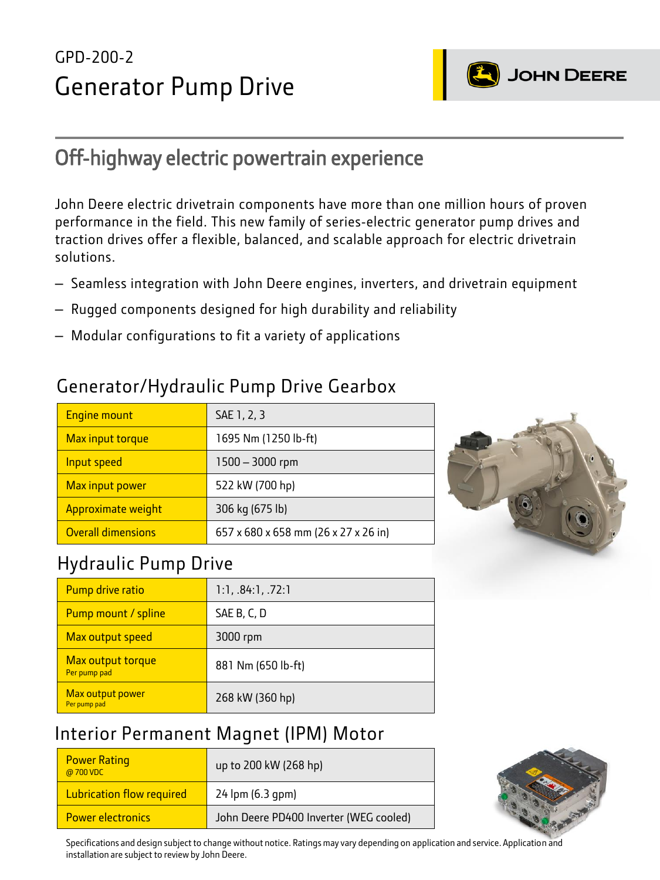GPD-200-2

# Generator Pump Drive

JOHN DEERE

## Off-highway electric powertrain experience

John Deere electric drivetrain components have more than one million hours of proven performance in the field. This new family of series-electric generator pump drives and traction drives offer a flexible, balanced, and scalable approach for electric drivetrain solutions.

- Seamless integration with John Deere engines, inverters, and drivetrain equipment
- Rugged components designed for high durability and reliability
- Modular configurations to fit a variety of applications

### Generator/Hydraulic Pump Drive Gearbox

| | |
|---|---|
| Engine mount | SAE 1, 2, 3 |
| Max input torque | 1695 Nm (1250 lb-ft) |
| Input speed | 1500 – 3000 rpm |
| Max input power | 522 kW (700 hp) |
| Approximate weight | 306 kg (675 lb) |
| Overall dimensions | 657 x 680 x 658 mm (26 x 27 x 26 in) |

### Hydraulic Pump Drive

| | |
|---|---|
| Pump drive ratio | 1:1, .84:1, .72:1 |
| Pump mount / spline | SAE B, C, D |
| Max output speed | 3000 rpm |
| Max output torque<br>Per pump pad | 881 Nm (650 lb-ft) |
| Max output power<br>Per pump pad | 268 kW (360 hp) |

### Interior Permanent Magnet (IPM) Motor

| | |
|---|---|
| Power Rating<br>@ 700 VDC | up to 200 kW (268 hp) |
| Lubrication flow required | 24 lpm (6.3 gpm) |
| Power electronics | John Deere PD400 Inverter (WEG cooled) |

Specifications and design subject to change without notice. Ratings may vary depending on application and service. Application and installation are subject to review by John Deere.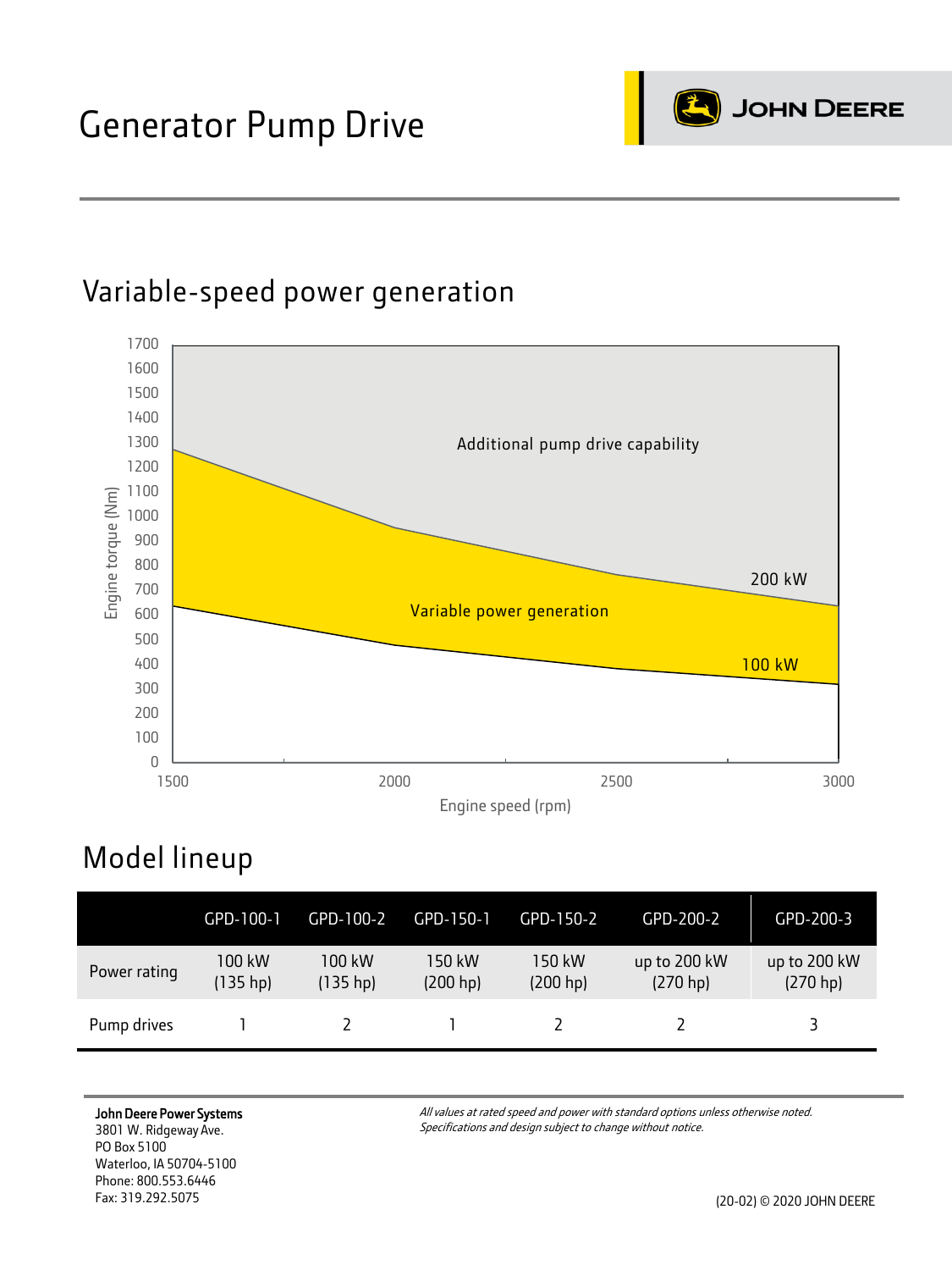# Generator Pump Drive

## Variable-speed power generation

Engine torque (Nm)

1700
1600
1500
1400
1300
1200
1100
1000
900
800
700
600
500
400
300
200
100
0

Additional pump drive capability

200 kW

Variable power generation

100 kW

1500
2000
2500
3000

Engine speed (rpm)

## Model lineup

| | GPD-100-1 | GPD-100-2 | GPD-150-1 | GPD-150-2 | GPD-200-2 | GPD-200-3 |
|---|---|---|---|---|---|---|
| Power rating | 100 kW (135 hp) | 100 kW (135 hp) | 150 kW (200 hp) | 150 kW (200 hp) | up to 200 kW (270 hp) | up to 200 kW (270 hp) |
| Pump drives | 1 | 2 | 1 | 2 | 2 | 3 |

**John Deere Power Systems**
3801 W. Ridgeway Ave.
PO Box 5100
Waterloo, IA 50704-5100
Phone: 800.553.6446
Fax: 319.292.5075

*All values at rated speed and power with standard options unless otherwise noted.*
*Specifications and design subject to change without notice.*

(20-02) © 2020 JOHN DEERE